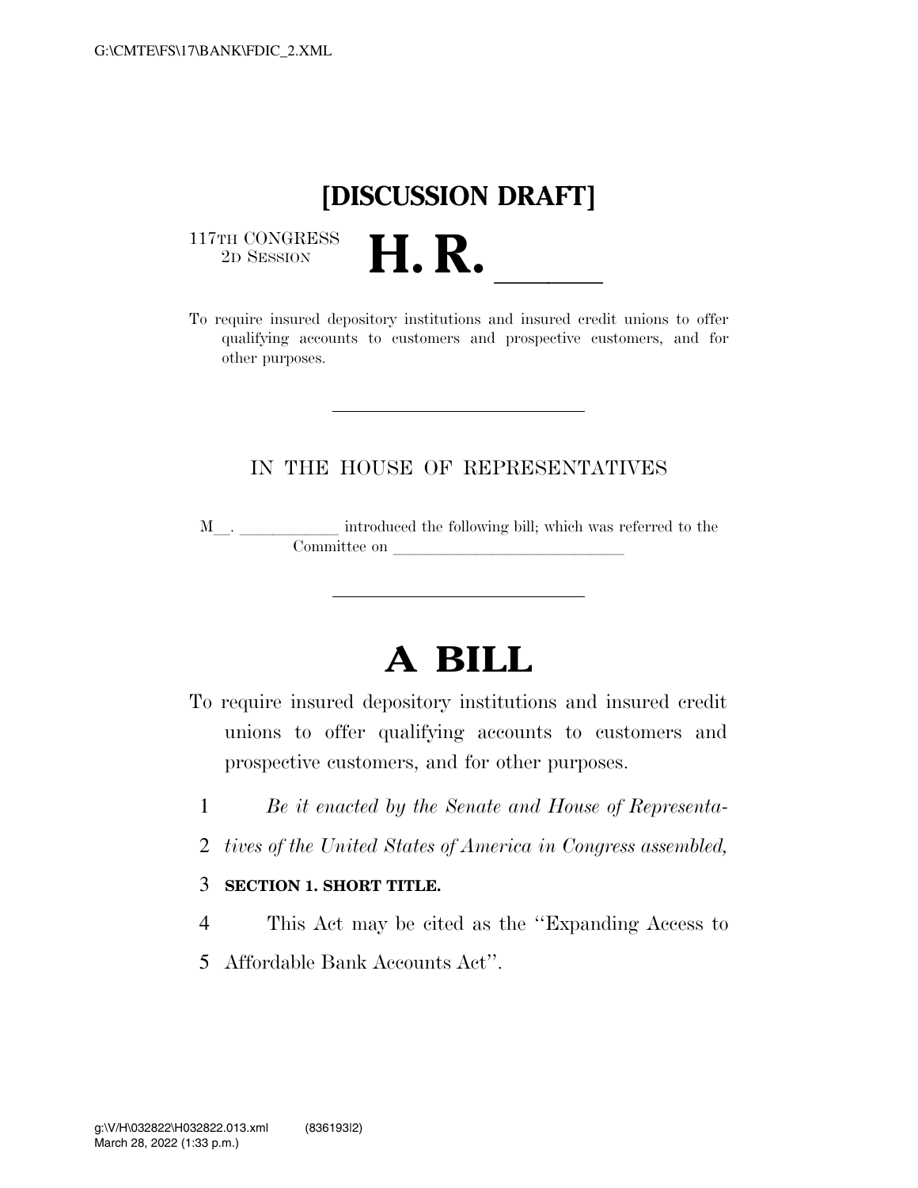# [DISCUSSION DRAFT]

117TH CONGRESS
2D SESSION

# H. R. ____

To require insured depository institutions and insured credit unions to offer qualifying accounts to customers and prospective customers, and for other purposes.

---

IN THE HOUSE OF REPRESENTATIVES

M__. ____________ introduced the following bill; which was referred to the Committee on ____________________________

---

# A BILL

To require insured depository institutions and insured credit unions to offer qualifying accounts to customers and prospective customers, and for other purposes.

*Be it enacted by the Senate and House of Representatives of the United States of America in Congress assembled,*

**SECTION 1. SHORT TITLE.**

This Act may be cited as the "Expanding Access to Affordable Bank Accounts Act".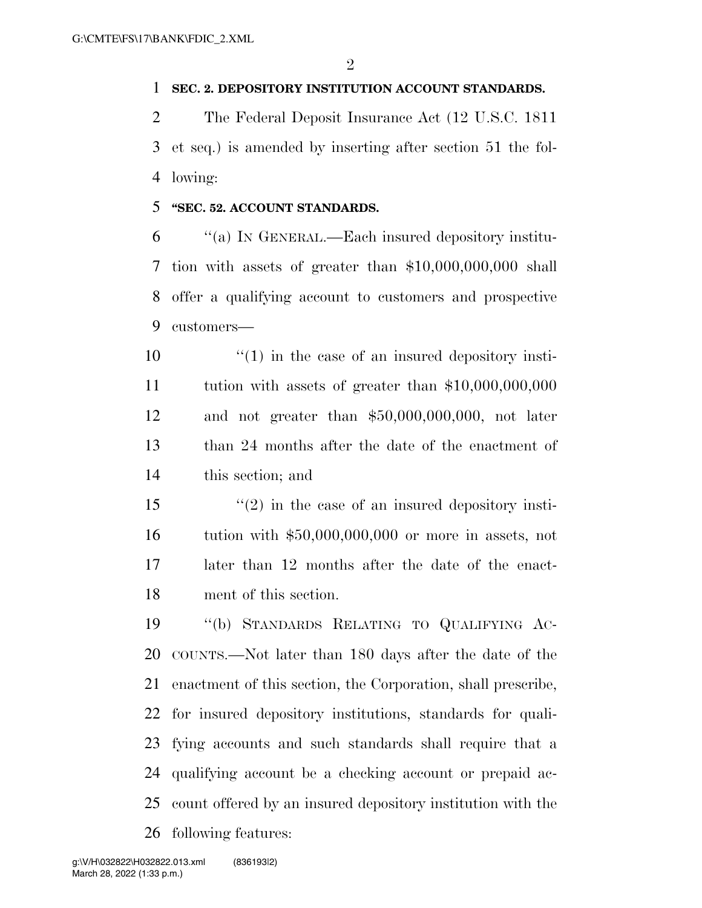**SEC. 2. DEPOSITORY INSTITUTION ACCOUNT STANDARDS.**

The Federal Deposit Insurance Act (12 U.S.C. 1811 et seq.) is amended by inserting after section 51 the following:

**"SEC. 52. ACCOUNT STANDARDS.**

"(a) IN GENERAL.—Each insured depository institution with assets of greater than $10,000,000,000 shall offer a qualifying account to customers and prospective customers—

"(1) in the case of an insured depository institution with assets of greater than $10,000,000,000 and not greater than $50,000,000,000, not later than 24 months after the date of the enactment of this section; and

"(2) in the case of an insured depository institution with $50,000,000,000 or more in assets, not later than 12 months after the date of the enactment of this section.

"(b) STANDARDS RELATING TO QUALIFYING ACCOUNTS.—Not later than 180 days after the date of the enactment of this section, the Corporation, shall prescribe, for insured depository institutions, standards for qualifying accounts and such standards shall require that a qualifying account be a checking account or prepaid account offered by an insured depository institution with the following features: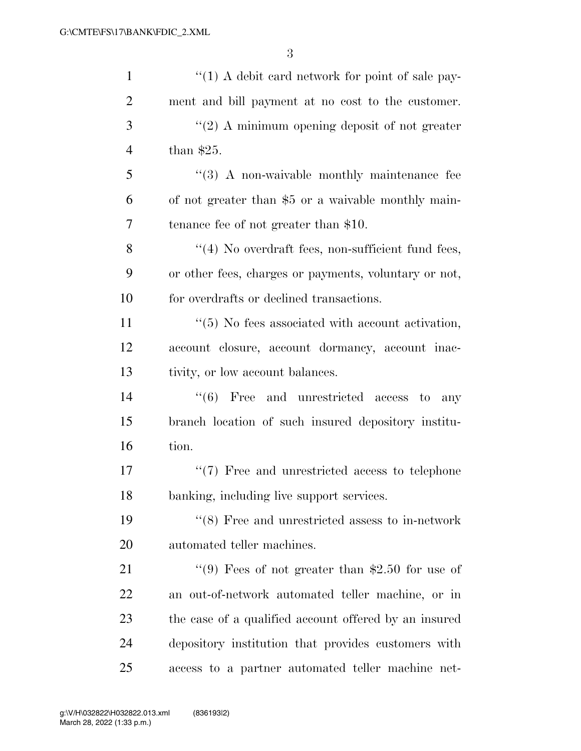''(1) A debit card network for point of sale payment and bill payment at no cost to the customer.

''(2) A minimum opening deposit of not greater than $25.

''(3) A non-waivable monthly maintenance fee of not greater than $5 or a waivable monthly maintenance fee of not greater than $10.

''(4) No overdraft fees, non-sufficient fund fees, or other fees, charges or payments, voluntary or not, for overdrafts or declined transactions.

''(5) No fees associated with account activation, account closure, account dormancy, account inactivity, or low account balances.

''(6) Free and unrestricted access to any branch location of such insured depository institution.

''(7) Free and unrestricted access to telephone banking, including live support services.

''(8) Free and unrestricted assess to in-network automated teller machines.

''(9) Fees of not greater than $2.50 for use of an out-of-network automated teller machine, or in the case of a qualified account offered by an insured depository institution that provides customers with access to a partner automated teller machine net-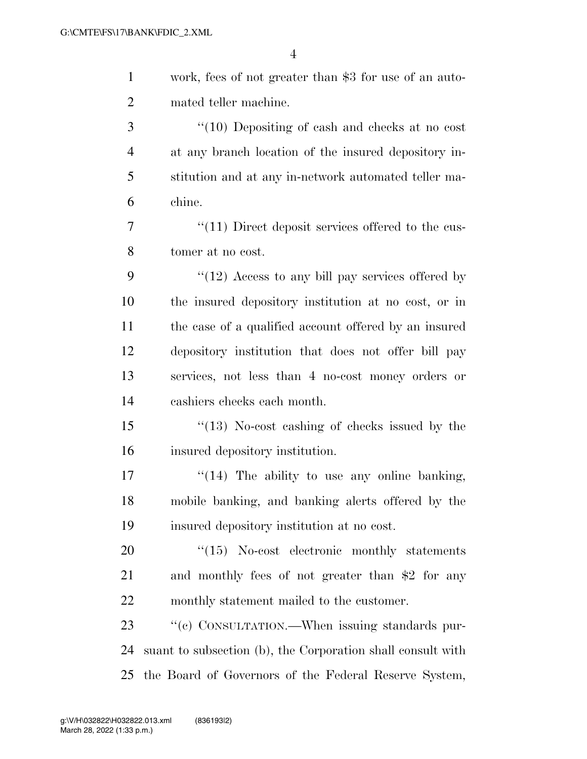work, fees of not greater than $3 for use of an automated teller machine.

''(10) Depositing of cash and checks at no cost at any branch location of the insured depository institution and at any in-network automated teller machine.

''(11) Direct deposit services offered to the customer at no cost.

''(12) Access to any bill pay services offered by the insured depository institution at no cost, or in the case of a qualified account offered by an insured depository institution that does not offer bill pay services, not less than 4 no-cost money orders or cashiers checks each month.

''(13) No-cost cashing of checks issued by the insured depository institution.

''(14) The ability to use any online banking, mobile banking, and banking alerts offered by the insured depository institution at no cost.

''(15) No-cost electronic monthly statements and monthly fees of not greater than $2 for any monthly statement mailed to the customer.

''(c) CONSULTATION.—When issuing standards pursuant to subsection (b), the Corporation shall consult with the Board of Governors of the Federal Reserve System,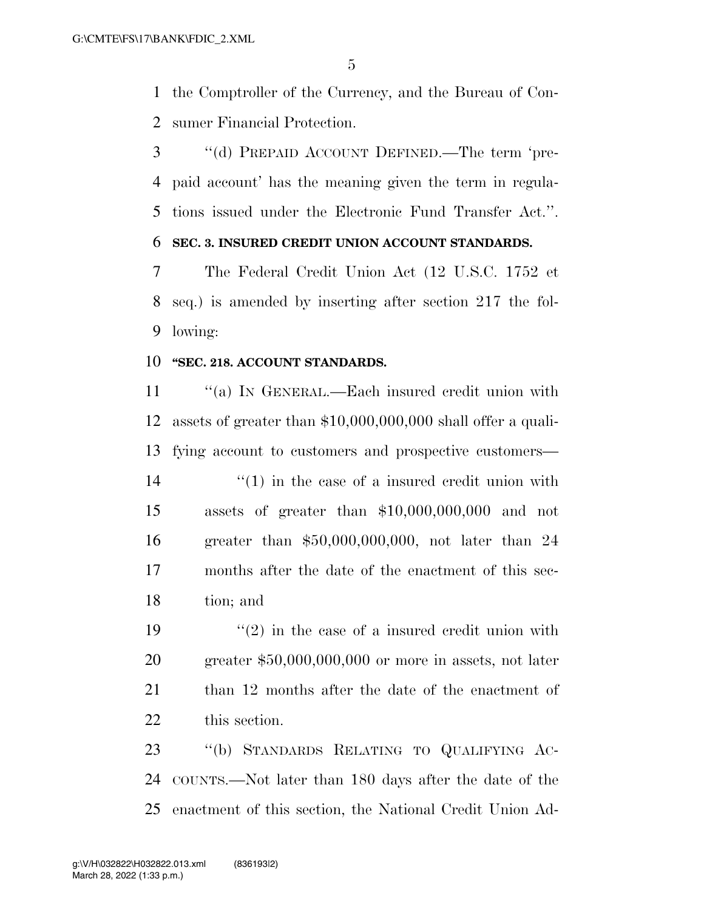the Comptroller of the Currency, and the Bureau of Consumer Financial Protection.

"(d) PREPAID ACCOUNT DEFINED.—The term 'prepaid account' has the meaning given the term in regulations issued under the Electronic Fund Transfer Act.".

**SEC. 3. INSURED CREDIT UNION ACCOUNT STANDARDS.**

The Federal Credit Union Act (12 U.S.C. 1752 et seq.) is amended by inserting after section 217 the following:

**"SEC. 218. ACCOUNT STANDARDS.**

"(a) IN GENERAL.—Each insured credit union with assets of greater than $10,000,000,000 shall offer a qualifying account to customers and prospective customers—

"(1) in the case of a insured credit union with assets of greater than $10,000,000,000 and not greater than $50,000,000,000, not later than 24 months after the date of the enactment of this section; and

"(2) in the case of a insured credit union with greater $50,000,000,000 or more in assets, not later than 12 months after the date of the enactment of this section.

"(b) STANDARDS RELATING TO QUALIFYING ACCOUNTS.—Not later than 180 days after the date of the enactment of this section, the National Credit Union Ad-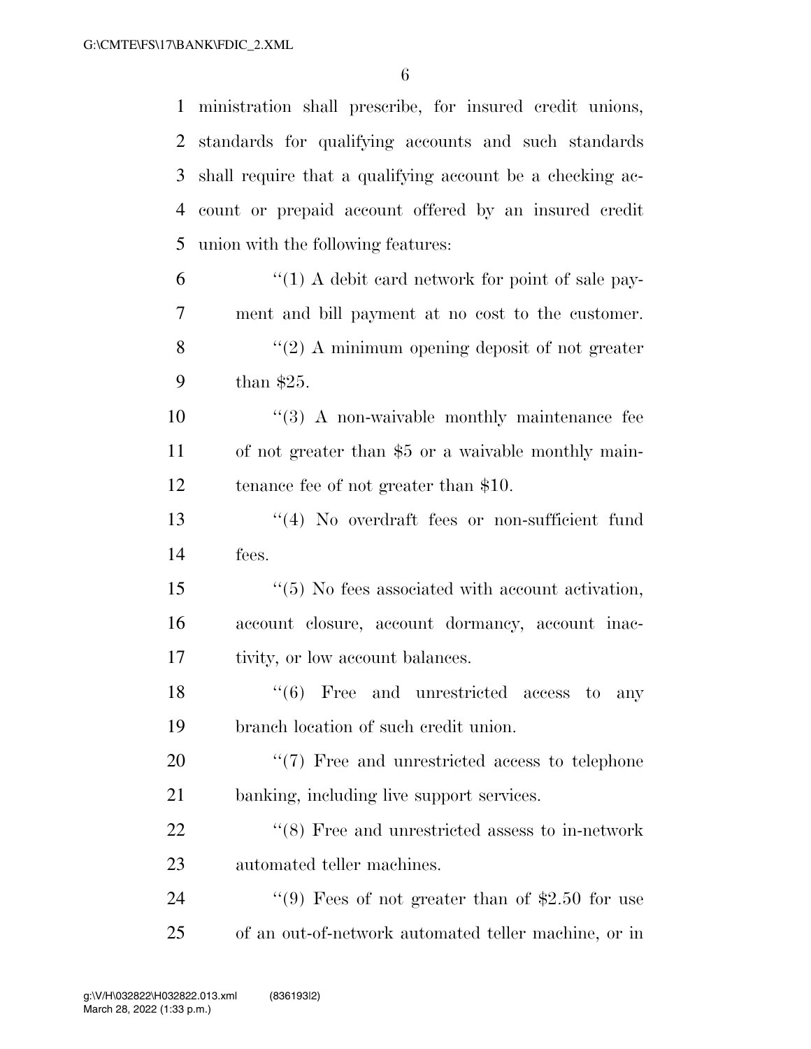ministration shall prescribe, for insured credit unions, standards for qualifying accounts and such standards shall require that a qualifying account be a checking account or prepaid account offered by an insured credit union with the following features:

"(1) A debit card network for point of sale payment and bill payment at no cost to the customer.

"(2) A minimum opening deposit of not greater than $25.

"(3) A non-waivable monthly maintenance fee of not greater than $5 or a waivable monthly maintenance fee of not greater than $10.

"(4) No overdraft fees or non-sufficient fund fees.

"(5) No fees associated with account activation, account closure, account dormancy, account inactivity, or low account balances.

"(6) Free and unrestricted access to any branch location of such credit union.

"(7) Free and unrestricted access to telephone banking, including live support services.

"(8) Free and unrestricted assess to in-network automated teller machines.

"(9) Fees of not greater than of $2.50 for use of an out-of-network automated teller machine, or in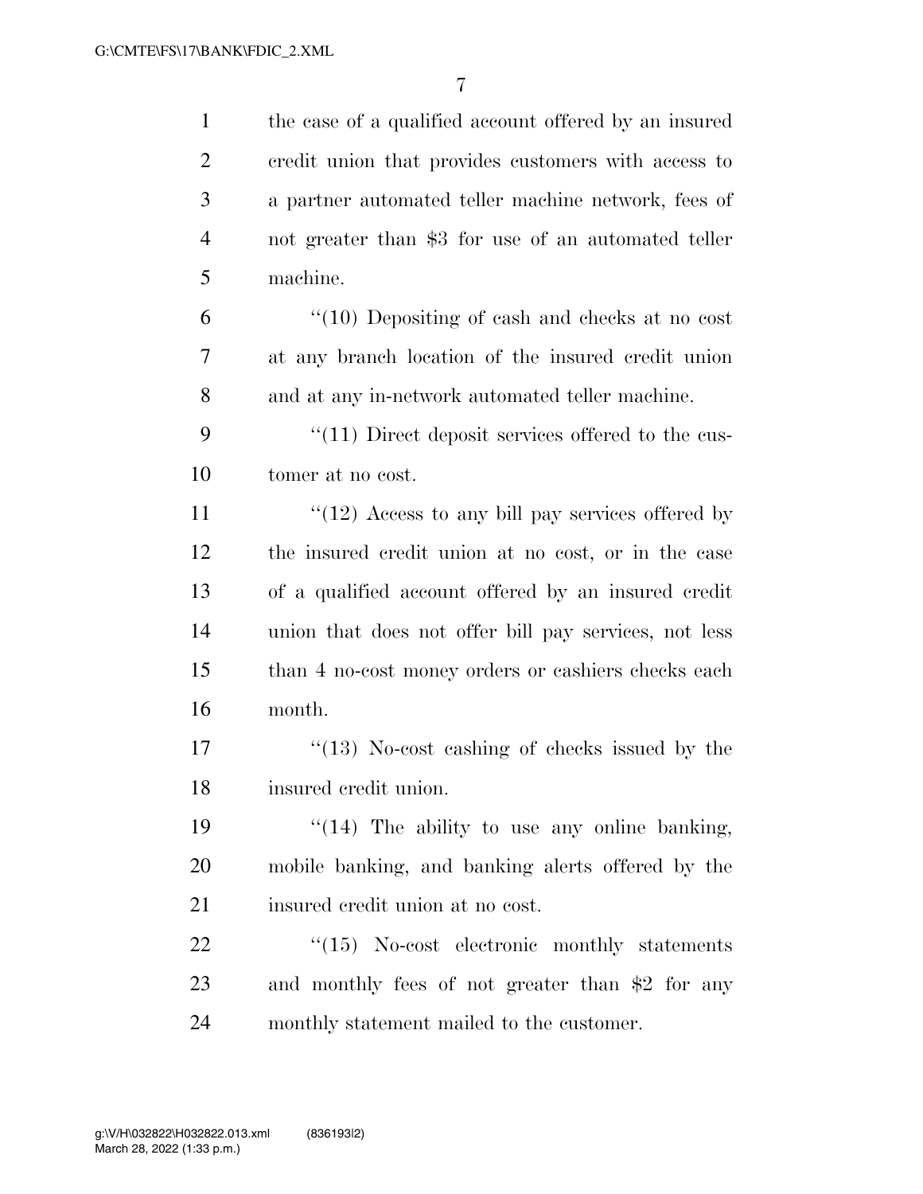the case of a qualified account offered by an insured credit union that provides customers with access to a partner automated teller machine network, fees of not greater than $3 for use of an automated teller machine.

"(10) Depositing of cash and checks at no cost at any branch location of the insured credit union and at any in-network automated teller machine.

"(11) Direct deposit services offered to the customer at no cost.

"(12) Access to any bill pay services offered by the insured credit union at no cost, or in the case of a qualified account offered by an insured credit union that does not offer bill pay services, not less than 4 no-cost money orders or cashiers checks each month.

"(13) No-cost cashing of checks issued by the insured credit union.

"(14) The ability to use any online banking, mobile banking, and banking alerts offered by the insured credit union at no cost.

"(15) No-cost electronic monthly statements and monthly fees of not greater than $2 for any monthly statement mailed to the customer.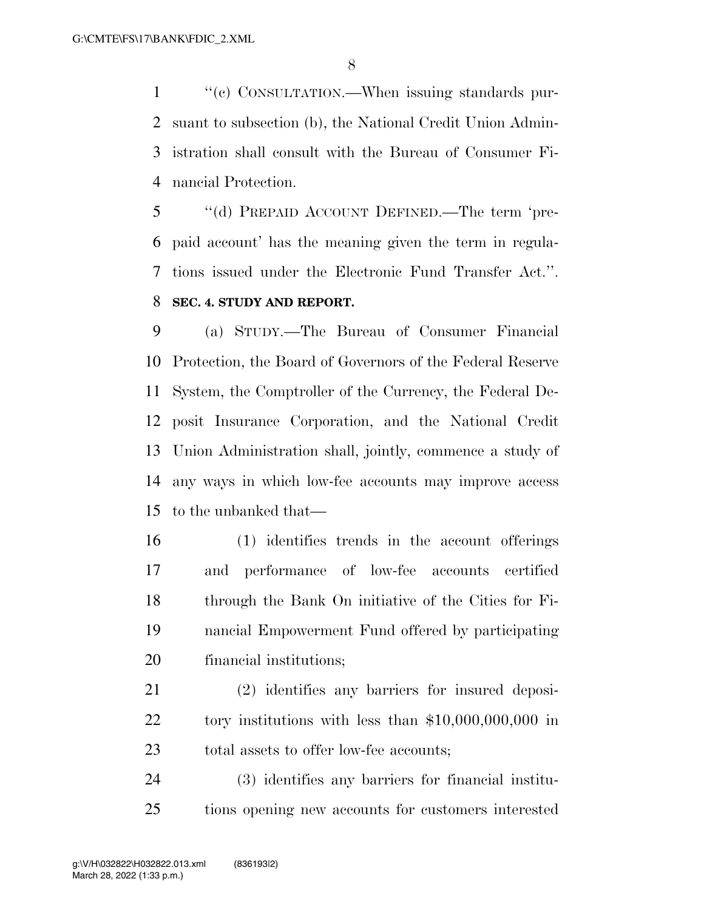"(c) CONSULTATION.—When issuing standards pursuant to subsection (b), the National Credit Union Administration shall consult with the Bureau of Consumer Financial Protection.

"(d) PREPAID ACCOUNT DEFINED.—The term 'prepaid account' has the meaning given the term in regulations issued under the Electronic Fund Transfer Act.".

**SEC. 4. STUDY AND REPORT.**

(a) STUDY.—The Bureau of Consumer Financial Protection, the Board of Governors of the Federal Reserve System, the Comptroller of the Currency, the Federal Deposit Insurance Corporation, and the National Credit Union Administration shall, jointly, commence a study of any ways in which low-fee accounts may improve access to the unbanked that—

(1) identifies trends in the account offerings and performance of low-fee accounts certified through the Bank On initiative of the Cities for Financial Empowerment Fund offered by participating financial institutions;

(2) identifies any barriers for insured depository institutions with less than $10,000,000,000 in total assets to offer low-fee accounts;

(3) identifies any barriers for financial institutions opening new accounts for customers interested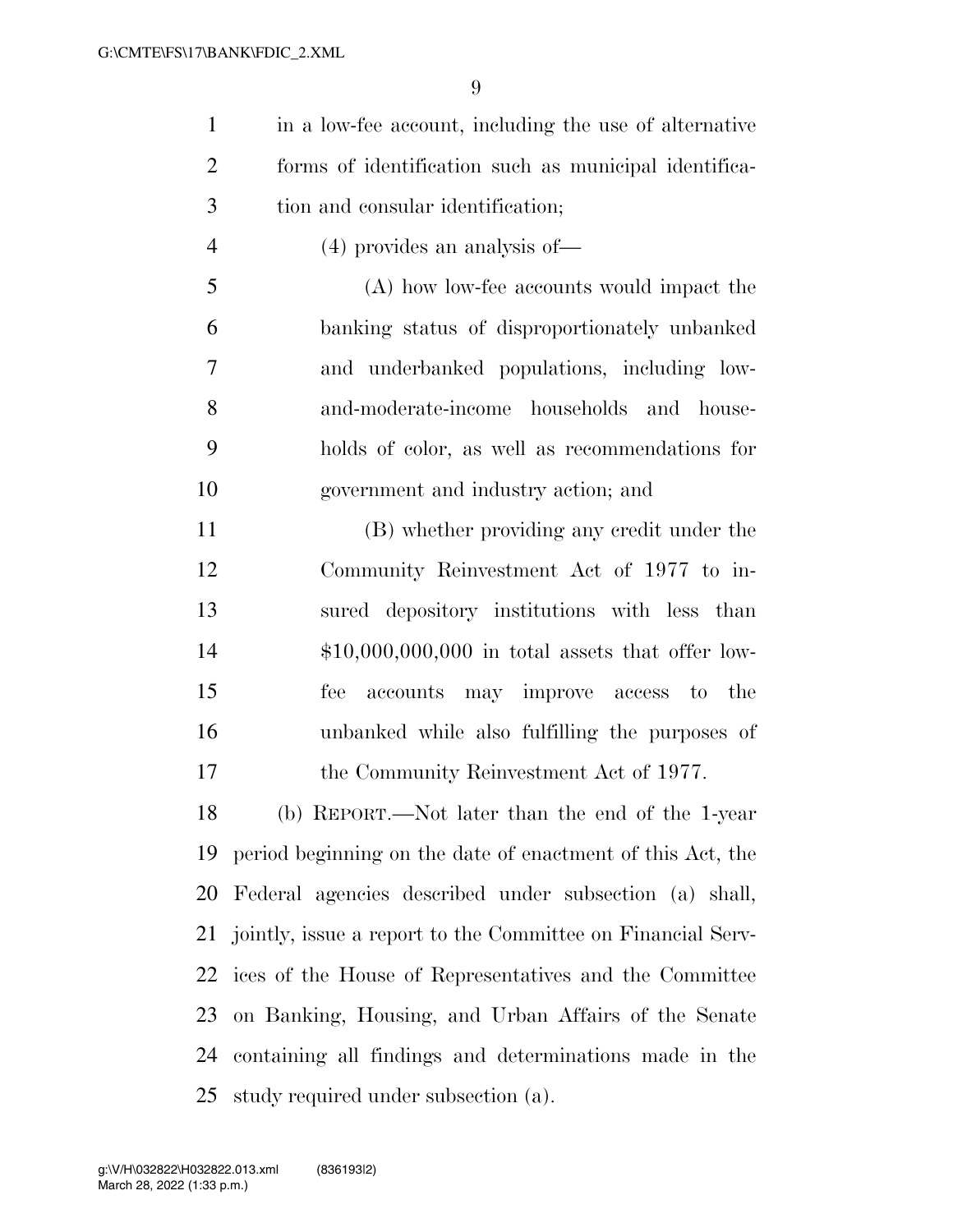in a low-fee account, including the use of alternative forms of identification such as municipal identification and consular identification;

(4) provides an analysis of—

(A) how low-fee accounts would impact the banking status of disproportionately unbanked and underbanked populations, including low-and-moderate-income households and households of color, as well as recommendations for government and industry action; and

(B) whether providing any credit under the Community Reinvestment Act of 1977 to insured depository institutions with less than $10,000,000,000 in total assets that offer low-fee accounts may improve access to the unbanked while also fulfilling the purposes of the Community Reinvestment Act of 1977.

(b) REPORT.—Not later than the end of the 1-year period beginning on the date of enactment of this Act, the Federal agencies described under subsection (a) shall, jointly, issue a report to the Committee on Financial Services of the House of Representatives and the Committee on Banking, Housing, and Urban Affairs of the Senate containing all findings and determinations made in the study required under subsection (a).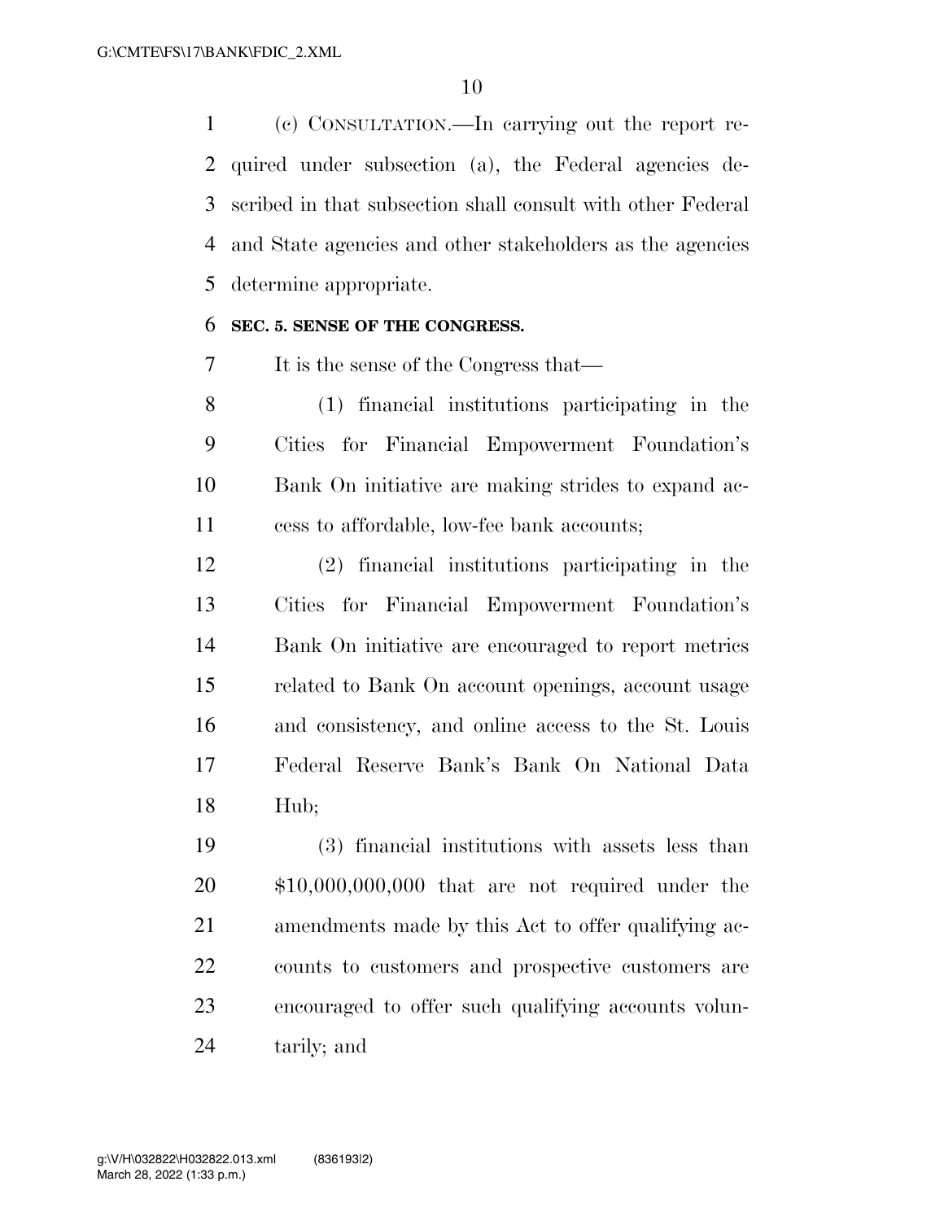(c) CONSULTATION.—In carrying out the report required under subsection (a), the Federal agencies described in that subsection shall consult with other Federal and State agencies and other stakeholders as the agencies determine appropriate.

### SEC. 5. SENSE OF THE CONGRESS.

It is the sense of the Congress that—

(1) financial institutions participating in the Cities for Financial Empowerment Foundation's Bank On initiative are making strides to expand access to affordable, low-fee bank accounts;

(2) financial institutions participating in the Cities for Financial Empowerment Foundation's Bank On initiative are encouraged to report metrics related to Bank On account openings, account usage and consistency, and online access to the St. Louis Federal Reserve Bank's Bank On National Data Hub;

(3) financial institutions with assets less than $10,000,000,000 that are not required under the amendments made by this Act to offer qualifying accounts to customers and prospective customers are encouraged to offer such qualifying accounts voluntarily; and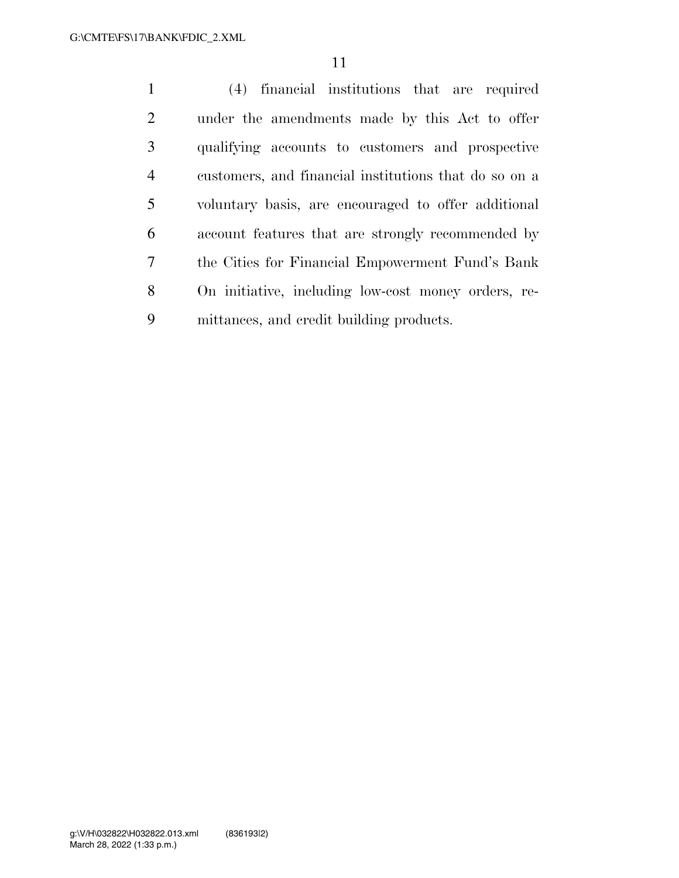(4) financial institutions that are required under the amendments made by this Act to offer qualifying accounts to customers and prospective customers, and financial institutions that do so on a voluntary basis, are encouraged to offer additional account features that are strongly recommended by the Cities for Financial Empowerment Fund's Bank On initiative, including low-cost money orders, remittances, and credit building products.